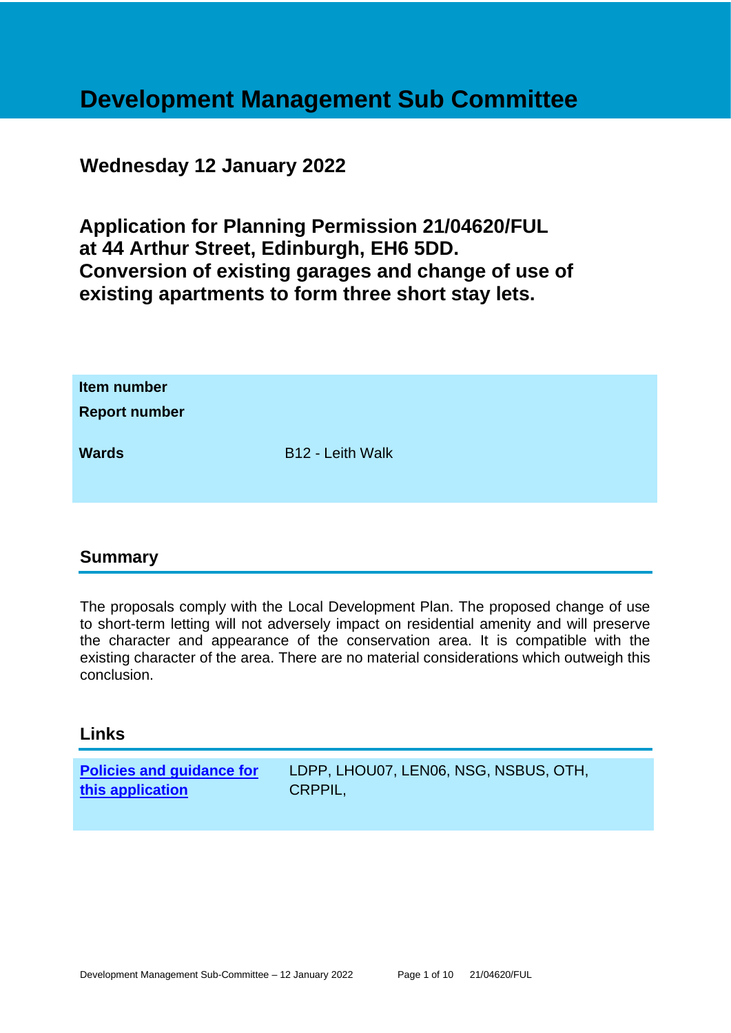# Development Management Sub Committee

## Wednesday 12 January 2022

## Application for Planning Permission 21/04620/FUL at 44 Arthur Street, Edinburgh, EH6 5DD. Conversion of existing garages and change of use of existing apartments to form three short stay lets.

| | |
|---|---|
| **Item number** | |
| **Report number** | |
| **Wards** | B12 - Leith Walk |

## Summary

The proposals comply with the Local Development Plan. The proposed change of use to short-term letting will not adversely impact on residential amenity and will preserve the character and appearance of the conservation area. It is compatible with the existing character of the area. There are no material considerations which outweigh this conclusion.

## Links

| | |
|---|---|
| **Policies and guidance for this application** | LDPP, LHOU07, LEN06, NSG, NSBUS, OTH, CRPPIL, |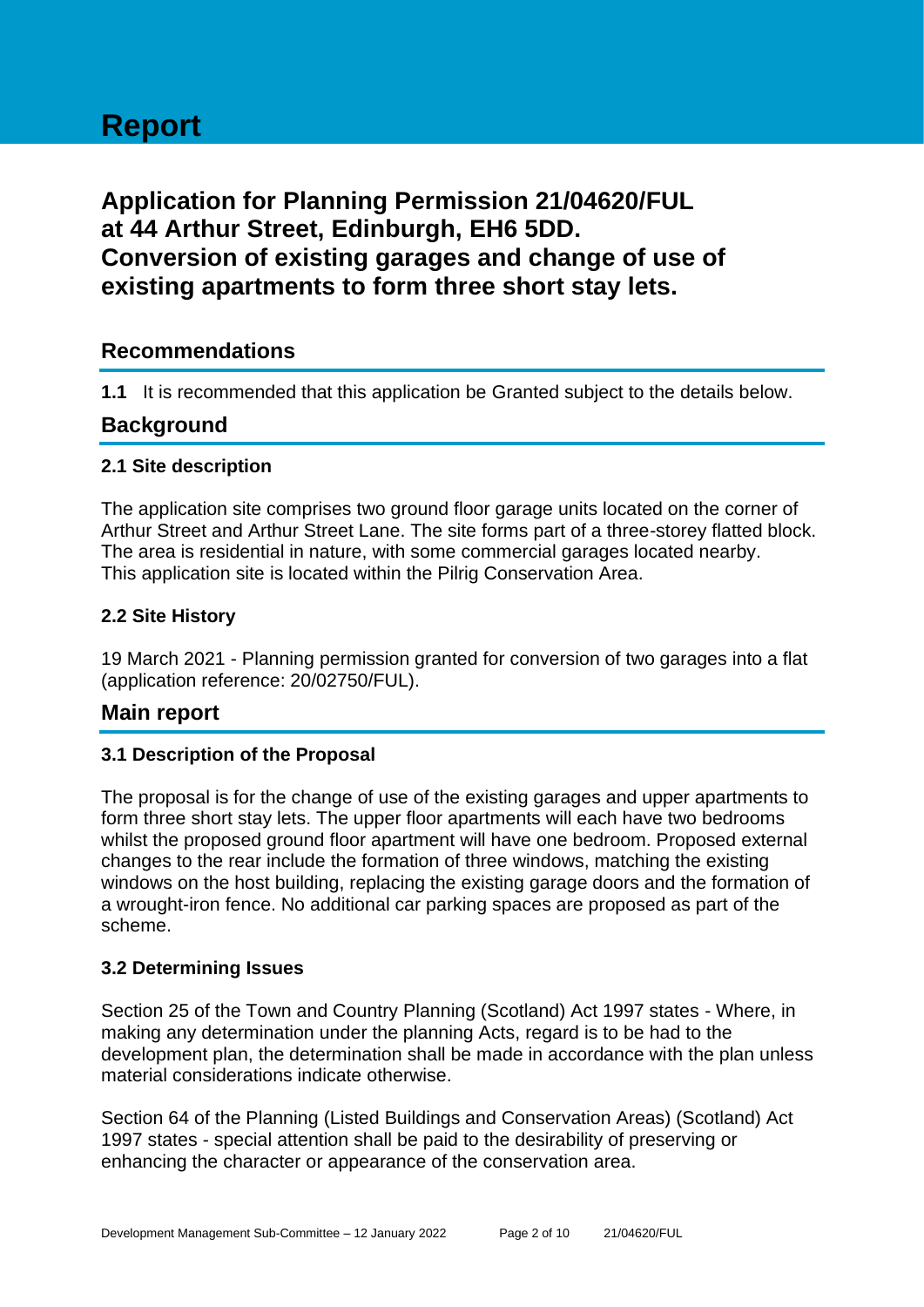# Report

## Application for Planning Permission 21/04620/FUL at 44 Arthur Street, Edinburgh, EH6 5DD. Conversion of existing garages and change of use of existing apartments to form three short stay lets.

## Recommendations

**1.1** It is recommended that this application be Granted subject to the details below.

## Background

### 2.1 Site description

The application site comprises two ground floor garage units located on the corner of Arthur Street and Arthur Street Lane. The site forms part of a three-storey flatted block. The area is residential in nature, with some commercial garages located nearby. This application site is located within the Pilrig Conservation Area.

### 2.2 Site History

19 March 2021 - Planning permission granted for conversion of two garages into a flat (application reference: 20/02750/FUL).

## Main report

### 3.1 Description of the Proposal

The proposal is for the change of use of the existing garages and upper apartments to form three short stay lets. The upper floor apartments will each have two bedrooms whilst the proposed ground floor apartment will have one bedroom. Proposed external changes to the rear include the formation of three windows, matching the existing windows on the host building, replacing the existing garage doors and the formation of a wrought-iron fence. No additional car parking spaces are proposed as part of the scheme.

### 3.2 Determining Issues

Section 25 of the Town and Country Planning (Scotland) Act 1997 states - Where, in making any determination under the planning Acts, regard is to be had to the development plan, the determination shall be made in accordance with the plan unless material considerations indicate otherwise.

Section 64 of the Planning (Listed Buildings and Conservation Areas) (Scotland) Act 1997 states - special attention shall be paid to the desirability of preserving or enhancing the character or appearance of the conservation area.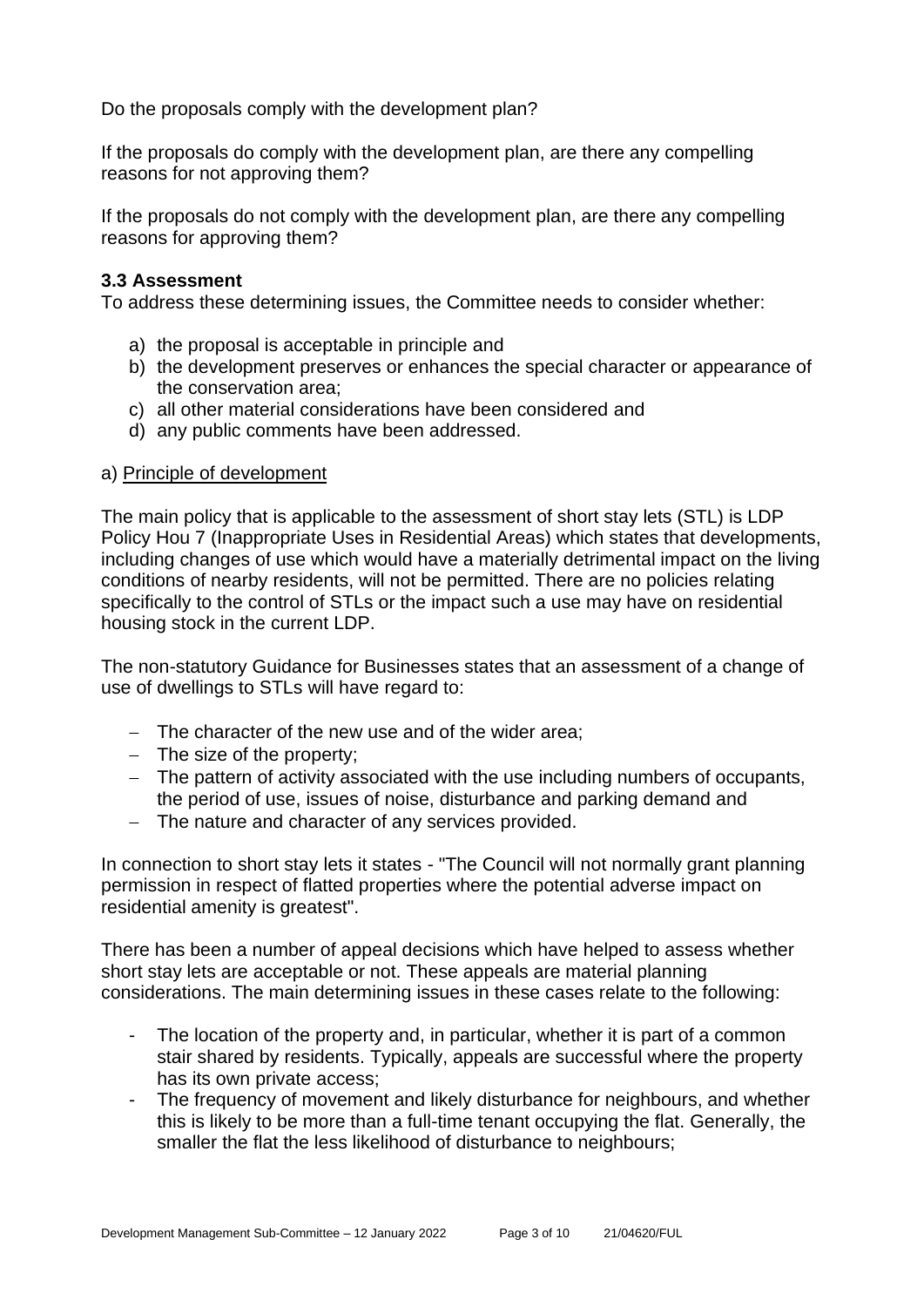Do the proposals comply with the development plan?

If the proposals do comply with the development plan, are there any compelling reasons for not approving them?

If the proposals do not comply with the development plan, are there any compelling reasons for approving them?

### 3.3 Assessment

To address these determining issues, the Committee needs to consider whether:

a) the proposal is acceptable in principle and
b) the development preserves or enhances the special character or appearance of the conservation area;
c) all other material considerations have been considered and
d) any public comments have been addressed.

a) Principle of development

The main policy that is applicable to the assessment of short stay lets (STL) is LDP Policy Hou 7 (Inappropriate Uses in Residential Areas) which states that developments, including changes of use which would have a materially detrimental impact on the living conditions of nearby residents, will not be permitted. There are no policies relating specifically to the control of STLs or the impact such a use may have on residential housing stock in the current LDP.

The non-statutory Guidance for Businesses states that an assessment of a change of use of dwellings to STLs will have regard to:

- The character of the new use and of the wider area;
- The size of the property;
- The pattern of activity associated with the use including numbers of occupants, the period of use, issues of noise, disturbance and parking demand and
- The nature and character of any services provided.

In connection to short stay lets it states - "The Council will not normally grant planning permission in respect of flatted properties where the potential adverse impact on residential amenity is greatest".

There has been a number of appeal decisions which have helped to assess whether short stay lets are acceptable or not. These appeals are material planning considerations. The main determining issues in these cases relate to the following:

- The location of the property and, in particular, whether it is part of a common stair shared by residents. Typically, appeals are successful where the property has its own private access;
- The frequency of movement and likely disturbance for neighbours, and whether this is likely to be more than a full-time tenant occupying the flat. Generally, the smaller the flat the less likelihood of disturbance to neighbours;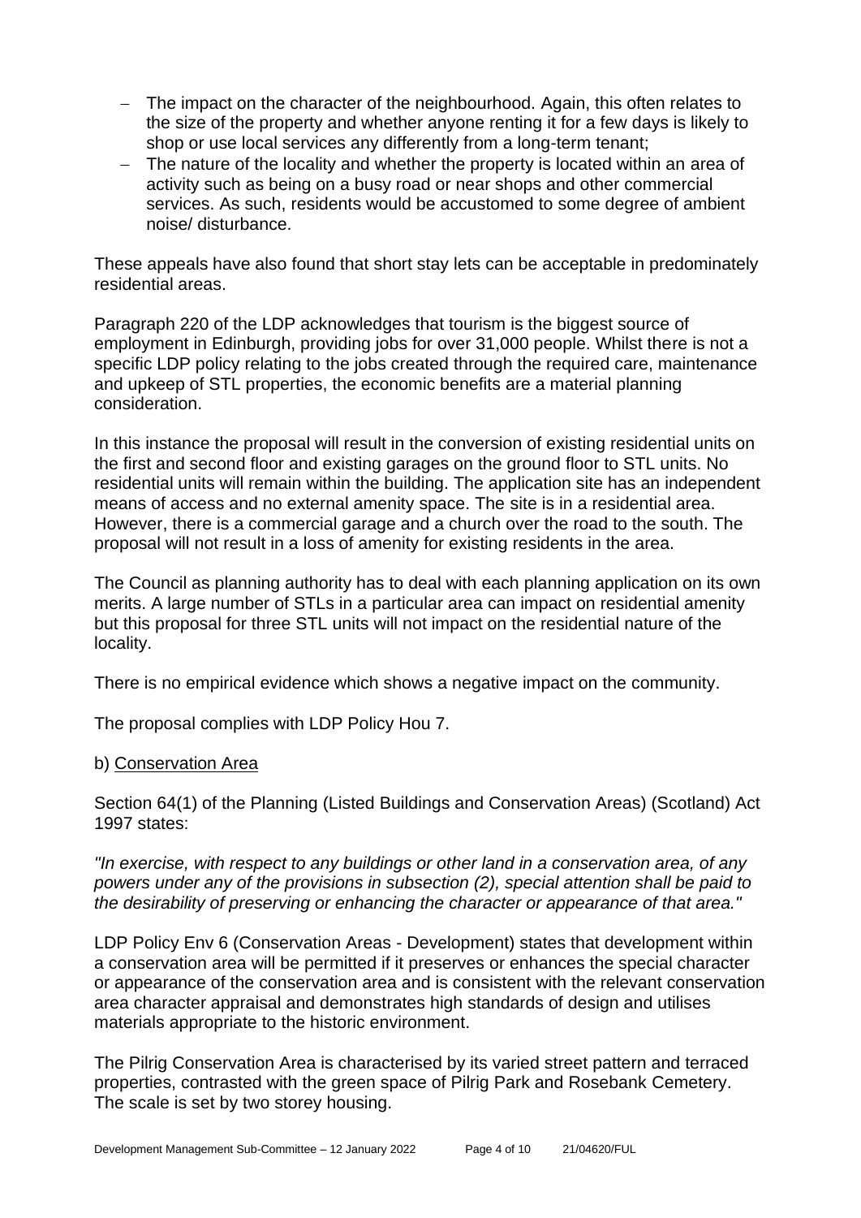- The impact on the character of the neighbourhood. Again, this often relates to the size of the property and whether anyone renting it for a few days is likely to shop or use local services any differently from a long-term tenant;
- The nature of the locality and whether the property is located within an area of activity such as being on a busy road or near shops and other commercial services. As such, residents would be accustomed to some degree of ambient noise/ disturbance.

These appeals have also found that short stay lets can be acceptable in predominately residential areas.

Paragraph 220 of the LDP acknowledges that tourism is the biggest source of employment in Edinburgh, providing jobs for over 31,000 people. Whilst there is not a specific LDP policy relating to the jobs created through the required care, maintenance and upkeep of STL properties, the economic benefits are a material planning consideration.

In this instance the proposal will result in the conversion of existing residential units on the first and second floor and existing garages on the ground floor to STL units. No residential units will remain within the building. The application site has an independent means of access and no external amenity space. The site is in a residential area. However, there is a commercial garage and a church over the road to the south. The proposal will not result in a loss of amenity for existing residents in the area.

The Council as planning authority has to deal with each planning application on its own merits. A large number of STLs in a particular area can impact on residential amenity but this proposal for three STL units will not impact on the residential nature of the locality.

There is no empirical evidence which shows a negative impact on the community.

The proposal complies with LDP Policy Hou 7.

b) Conservation Area

Section 64(1) of the Planning (Listed Buildings and Conservation Areas) (Scotland) Act 1997 states:

*"In exercise, with respect to any buildings or other land in a conservation area, of any powers under any of the provisions in subsection (2), special attention shall be paid to the desirability of preserving or enhancing the character or appearance of that area."*

LDP Policy Env 6 (Conservation Areas - Development) states that development within a conservation area will be permitted if it preserves or enhances the special character or appearance of the conservation area and is consistent with the relevant conservation area character appraisal and demonstrates high standards of design and utilises materials appropriate to the historic environment.

The Pilrig Conservation Area is characterised by its varied street pattern and terraced properties, contrasted with the green space of Pilrig Park and Rosebank Cemetery. The scale is set by two storey housing.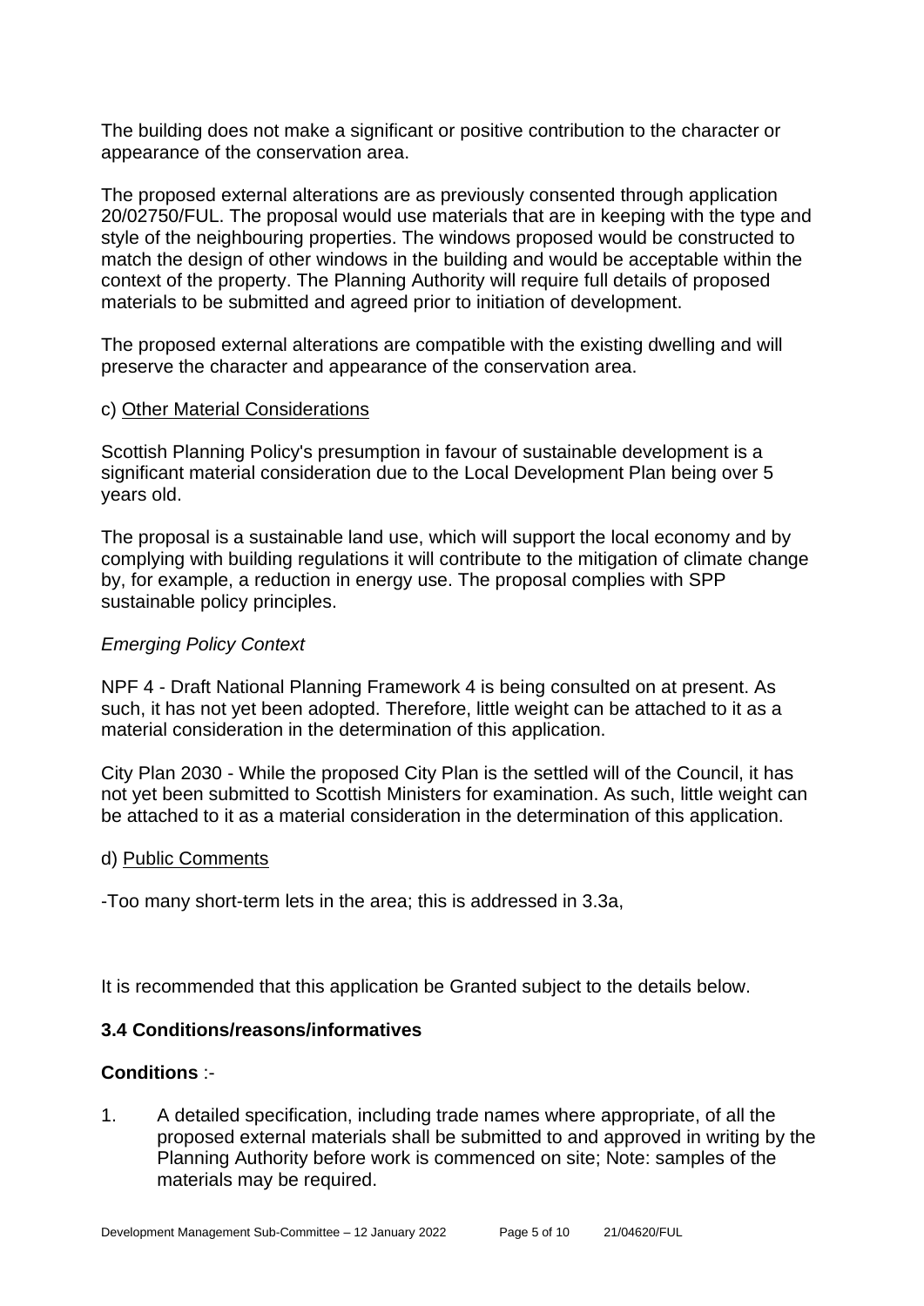The building does not make a significant or positive contribution to the character or appearance of the conservation area.

The proposed external alterations are as previously consented through application 20/02750/FUL. The proposal would use materials that are in keeping with the type and style of the neighbouring properties. The windows proposed would be constructed to match the design of other windows in the building and would be acceptable within the context of the property. The Planning Authority will require full details of proposed materials to be submitted and agreed prior to initiation of development.

The proposed external alterations are compatible with the existing dwelling and will preserve the character and appearance of the conservation area.

c) Other Material Considerations

Scottish Planning Policy's presumption in favour of sustainable development is a significant material consideration due to the Local Development Plan being over 5 years old.

The proposal is a sustainable land use, which will support the local economy and by complying with building regulations it will contribute to the mitigation of climate change by, for example, a reduction in energy use. The proposal complies with SPP sustainable policy principles.

*Emerging Policy Context*

NPF 4 - Draft National Planning Framework 4 is being consulted on at present. As such, it has not yet been adopted. Therefore, little weight can be attached to it as a material consideration in the determination of this application.

City Plan 2030 - While the proposed City Plan is the settled will of the Council, it has not yet been submitted to Scottish Ministers for examination. As such, little weight can be attached to it as a material consideration in the determination of this application.

d) Public Comments

-Too many short-term lets in the area; this is addressed in 3.3a,

It is recommended that this application be Granted subject to the details below.

### 3.4 Conditions/reasons/informatives

**Conditions** :-

1. A detailed specification, including trade names where appropriate, of all the proposed external materials shall be submitted to and approved in writing by the Planning Authority before work is commenced on site; Note: samples of the materials may be required.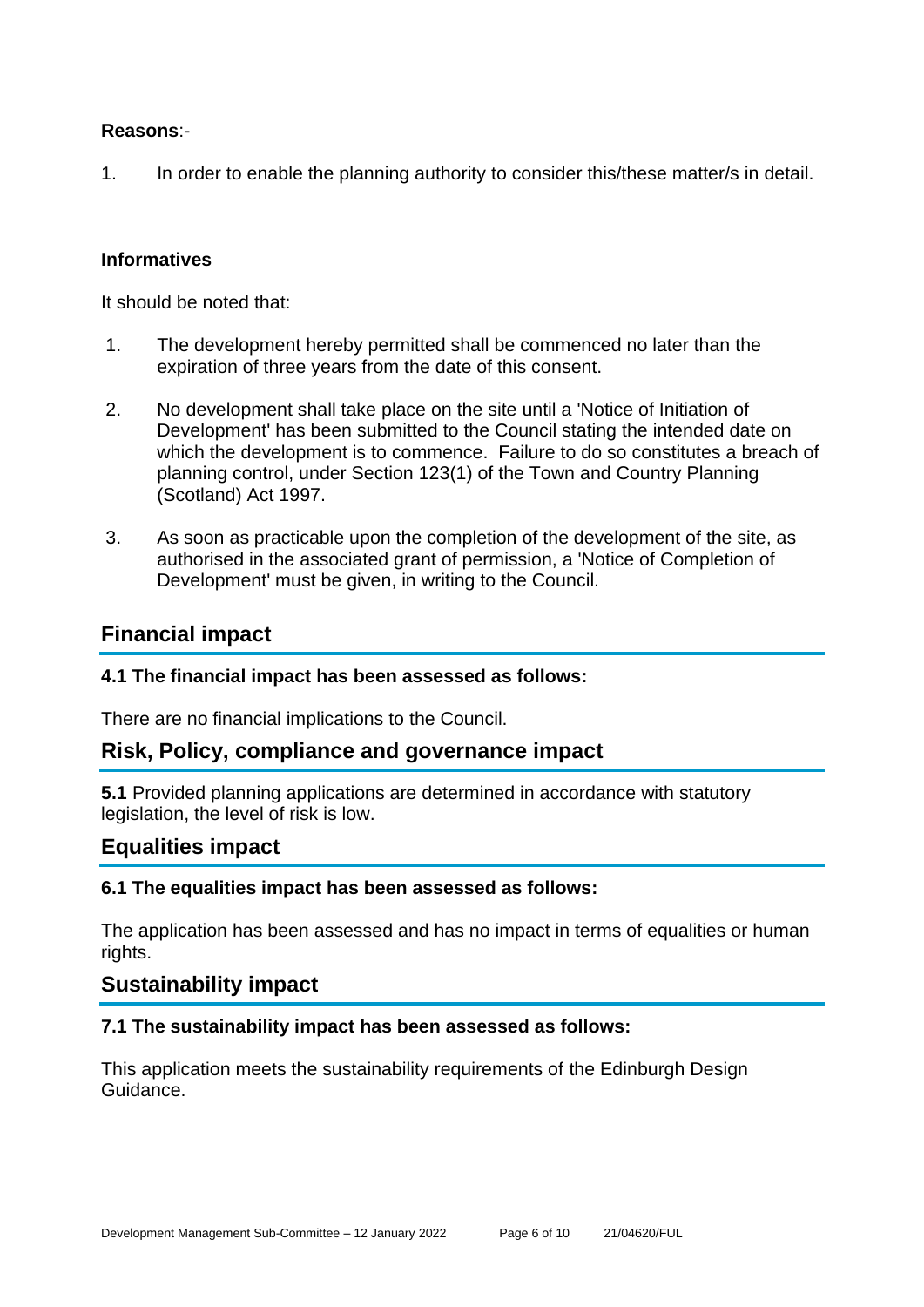**Reasons**:-

1. In order to enable the planning authority to consider this/these matter/s in detail.

**Informatives**

It should be noted that:

1. The development hereby permitted shall be commenced no later than the expiration of three years from the date of this consent.
2. No development shall take place on the site until a 'Notice of Initiation of Development' has been submitted to the Council stating the intended date on which the development is to commence. Failure to do so constitutes a breach of planning control, under Section 123(1) of the Town and Country Planning (Scotland) Act 1997.
3. As soon as practicable upon the completion of the development of the site, as authorised in the associated grant of permission, a 'Notice of Completion of Development' must be given, in writing to the Council.

## Financial impact

### 4.1 The financial impact has been assessed as follows:

There are no financial implications to the Council.

## Risk, Policy, compliance and governance impact

**5.1** Provided planning applications are determined in accordance with statutory legislation, the level of risk is low.

## Equalities impact

### 6.1 The equalities impact has been assessed as follows:

The application has been assessed and has no impact in terms of equalities or human rights.

## Sustainability impact

### 7.1 The sustainability impact has been assessed as follows:

This application meets the sustainability requirements of the Edinburgh Design Guidance.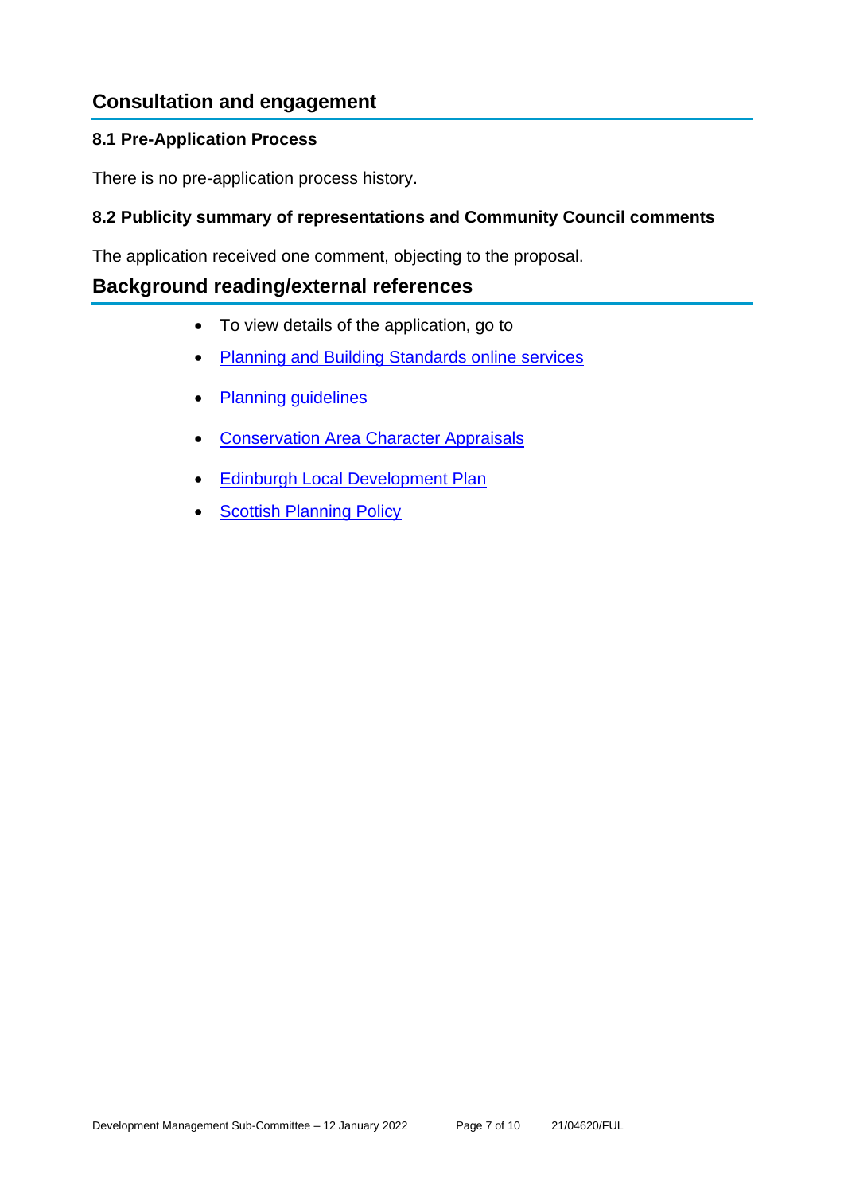## Consultation and engagement

### 8.1 Pre-Application Process

There is no pre-application process history.

### 8.2 Publicity summary of representations and Community Council comments

The application received one comment, objecting to the proposal.

## Background reading/external references

- To view details of the application, go to
- Planning and Building Standards online services
- Planning guidelines
- Conservation Area Character Appraisals
- Edinburgh Local Development Plan
- Scottish Planning Policy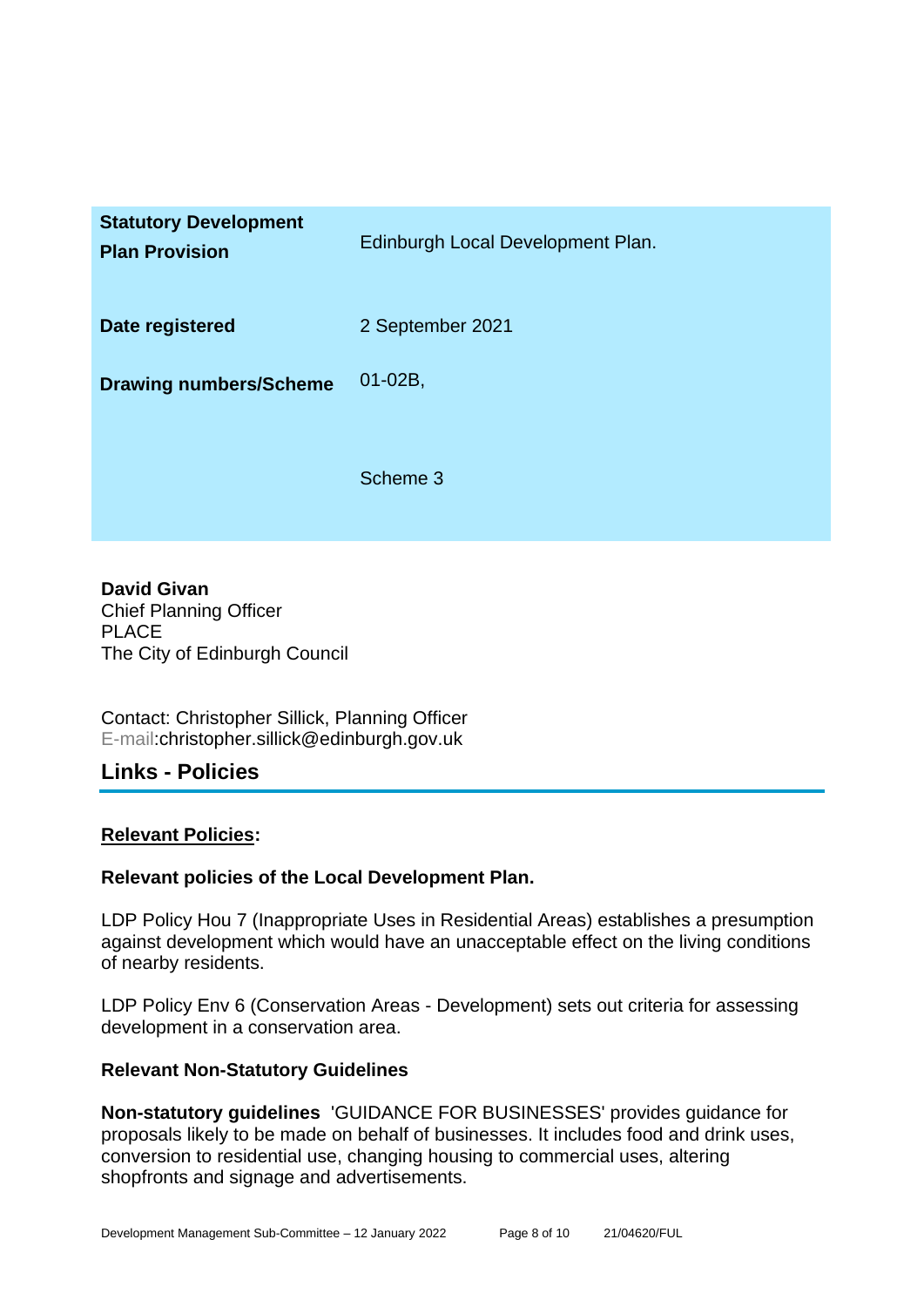| | |
|---|---|
| **Statutory Development Plan Provision** | Edinburgh Local Development Plan. |
| **Date registered** | 2 September 2021 |
| **Drawing numbers/Scheme** | 01-02B,<br><br>Scheme 3 |

**David Givan**
Chief Planning Officer
PLACE
The City of Edinburgh Council

Contact: Christopher Sillick, Planning Officer
E-mail:christopher.sillick@edinburgh.gov.uk

## Links - Policies

**Relevant Policies:**

**Relevant policies of the Local Development Plan.**

LDP Policy Hou 7 (Inappropriate Uses in Residential Areas) establishes a presumption against development which would have an unacceptable effect on the living conditions of nearby residents.

LDP Policy Env 6 (Conservation Areas - Development) sets out criteria for assessing development in a conservation area.

**Relevant Non-Statutory Guidelines**

**Non-statutory guidelines** 'GUIDANCE FOR BUSINESSES' provides guidance for proposals likely to be made on behalf of businesses. It includes food and drink uses, conversion to residential use, changing housing to commercial uses, altering shopfronts and signage and advertisements.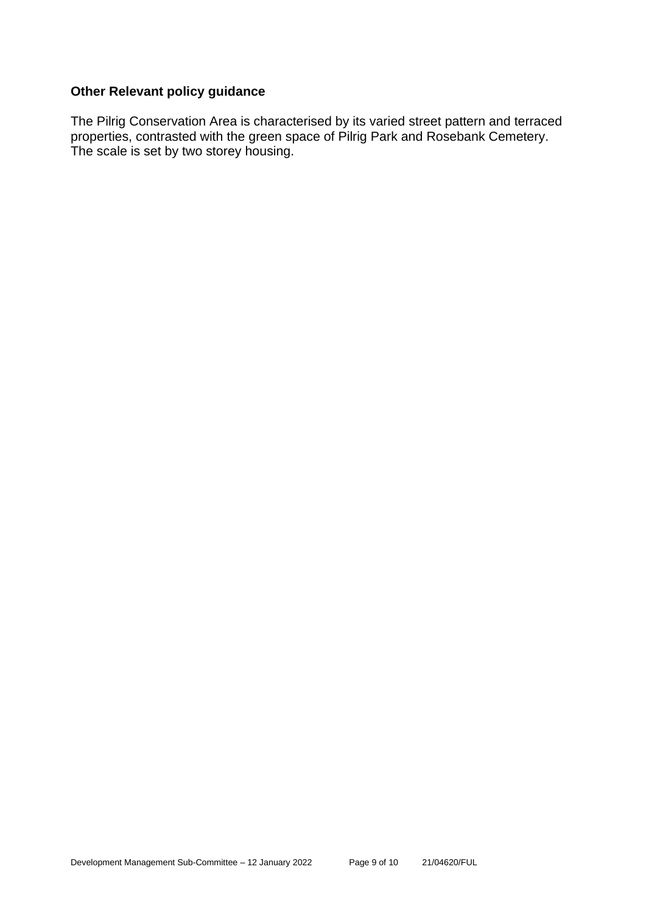### Other Relevant policy guidance

The Pilrig Conservation Area is characterised by its varied street pattern and terraced properties, contrasted with the green space of Pilrig Park and Rosebank Cemetery. The scale is set by two storey housing.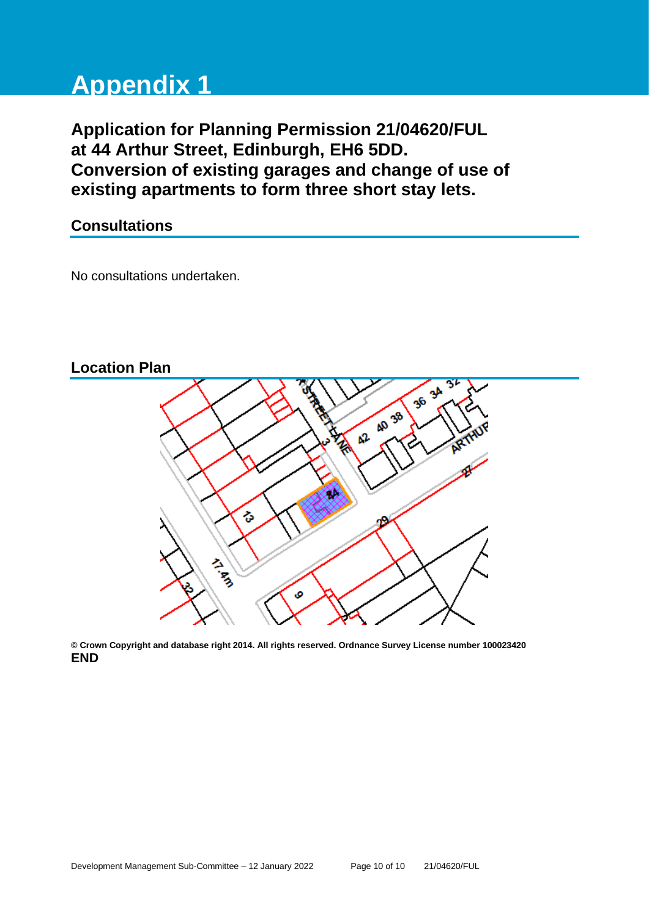# Appendix 1

**Application for Planning Permission 21/04620/FUL at 44 Arthur Street, Edinburgh, EH6 5DD. Conversion of existing garages and change of use of existing apartments to form three short stay lets.**

## Consultations

No consultations undertaken.

## Location Plan

**© Crown Copyright and database right 2014. All rights reserved. Ordnance Survey License number 100023420**

**END**